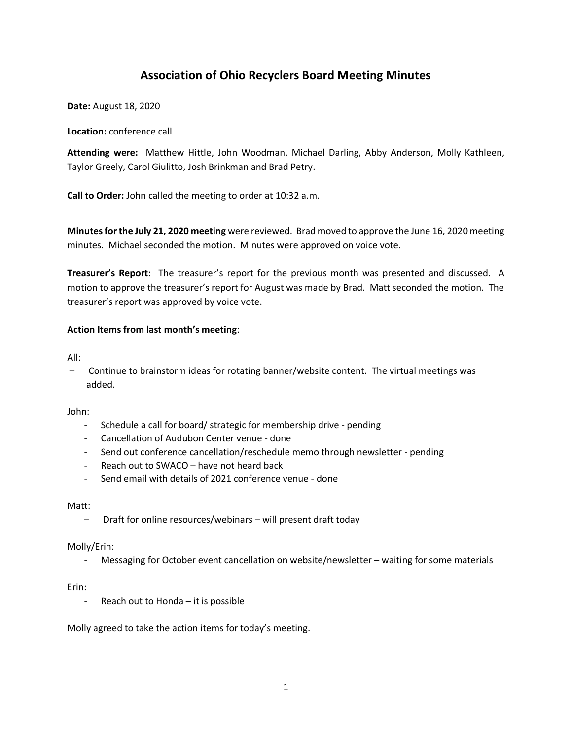# Association of Ohio Recyclers Board Meeting Minutes

**Date:** August 18, 2020

**Location:** conference call

**Attending were:** Matthew Hittle, John Woodman, Michael Darling, Abby Anderson, Molly Kathleen, Taylor Greely, Carol Giulitto, Josh Brinkman and Brad Petry.

**Call to Order:** John called the meeting to order at 10:32 a.m.

**Minutes for the July 21, 2020 meeting** were reviewed. Brad moved to approve the June 16, 2020 meeting minutes. Michael seconded the motion. Minutes were approved on voice vote.

**Treasurer's Report**: The treasurer's report for the previous month was presented and discussed. A motion to approve the treasurer's report for August was made by Brad. Matt seconded the motion. The treasurer's report was approved by voice vote.

**Action Items from last month's meeting**:

All:

- Continue to brainstorm ideas for rotating banner/website content. The virtual meetings was added.

John:

- Schedule a call for board/ strategic for membership drive - pending
- Cancellation of Audubon Center venue - done
- Send out conference cancellation/reschedule memo through newsletter - pending
- Reach out to SWACO – have not heard back
- Send email with details of 2021 conference venue - done

Matt:

- Draft for online resources/webinars – will present draft today

Molly/Erin:

- Messaging for October event cancellation on website/newsletter – waiting for some materials

Erin:

- Reach out to Honda – it is possible

Molly agreed to take the action items for today's meeting.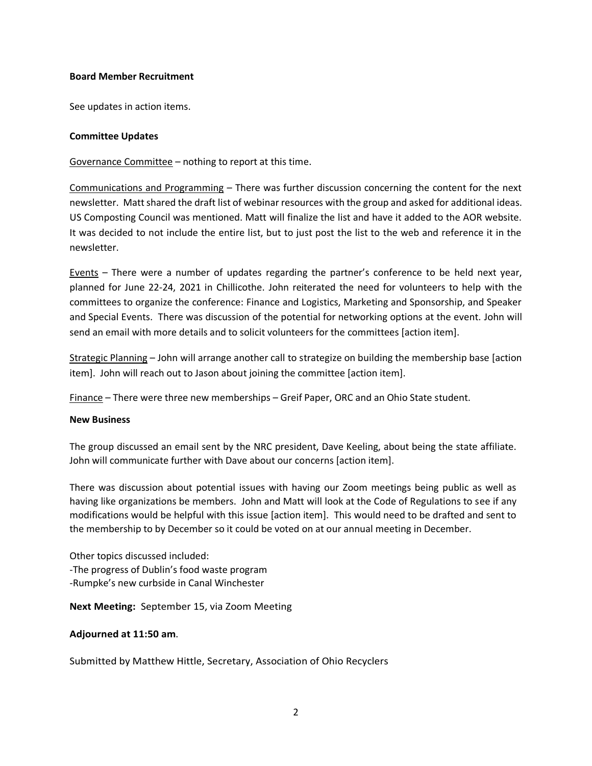**Board Member Recruitment**

See updates in action items.

**Committee Updates**

Governance Committee – nothing to report at this time.

Communications and Programming – There was further discussion concerning the content for the next newsletter. Matt shared the draft list of webinar resources with the group and asked for additional ideas. US Composting Council was mentioned. Matt will finalize the list and have it added to the AOR website. It was decided to not include the entire list, but to just post the list to the web and reference it in the newsletter.

Events – There were a number of updates regarding the partner's conference to be held next year, planned for June 22-24, 2021 in Chillicothe. John reiterated the need for volunteers to help with the committees to organize the conference: Finance and Logistics, Marketing and Sponsorship, and Speaker and Special Events. There was discussion of the potential for networking options at the event. John will send an email with more details and to solicit volunteers for the committees [action item].

Strategic Planning – John will arrange another call to strategize on building the membership base [action item]. John will reach out to Jason about joining the committee [action item].

Finance – There were three new memberships – Greif Paper, ORC and an Ohio State student.

**New Business**

The group discussed an email sent by the NRC president, Dave Keeling, about being the state affiliate. John will communicate further with Dave about our concerns [action item].

There was discussion about potential issues with having our Zoom meetings being public as well as having like organizations be members. John and Matt will look at the Code of Regulations to see if any modifications would be helpful with this issue [action item]. This would need to be drafted and sent to the membership to by December so it could be voted on at our annual meeting in December.

Other topics discussed included:
-The progress of Dublin's food waste program
-Rumpke's new curbside in Canal Winchester

**Next Meeting:** September 15, via Zoom Meeting

**Adjourned at 11:50 am**.

Submitted by Matthew Hittle, Secretary, Association of Ohio Recyclers